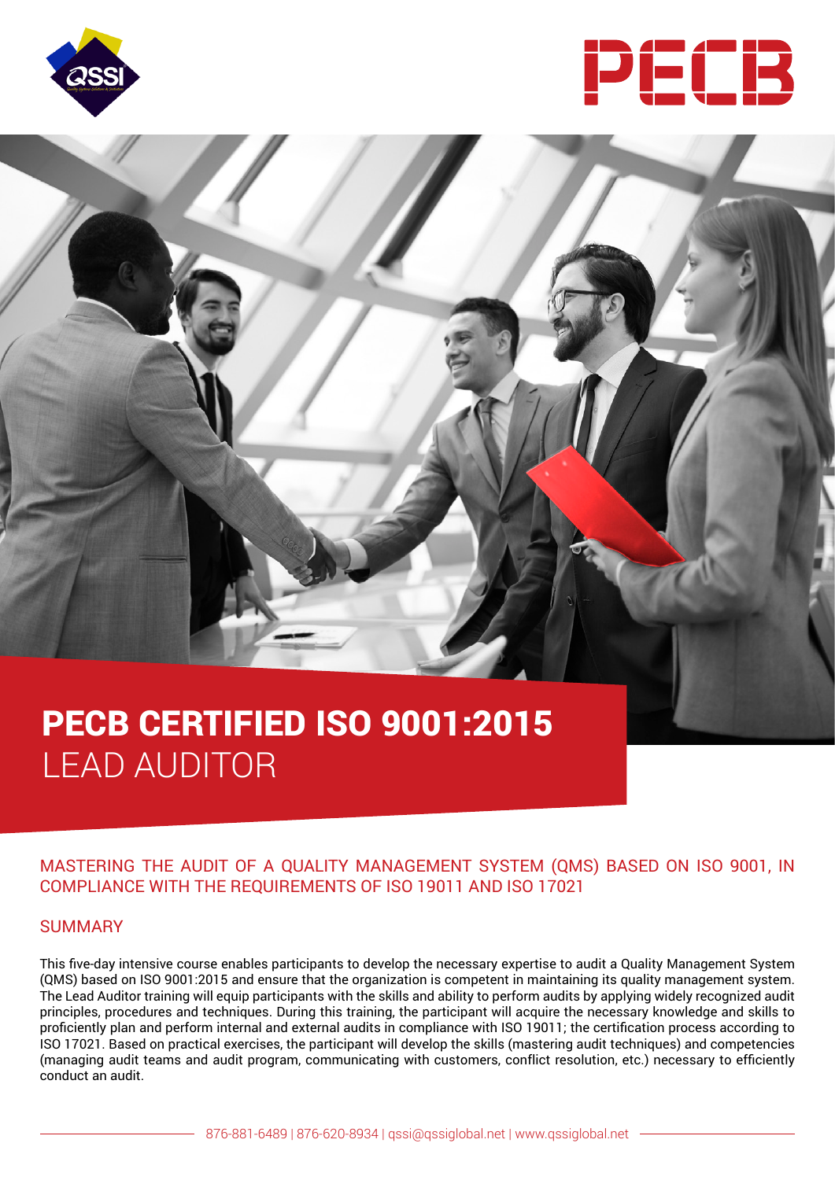# PECB CERTIFIED ISO 9001:2015 LEAD AUDITOR

## MASTERING THE AUDIT OF A QUALITY MANAGEMENT SYSTEM (QMS) BASED ON ISO 9001, IN COMPLIANCE WITH THE REQUIREMENTS OF ISO 19011 AND ISO 17021

## SUMMARY

This five-day intensive course enables participants to develop the necessary expertise to audit a Quality Management System (QMS) based on ISO 9001:2015 and ensure that the organization is competent in maintaining its quality management system. The Lead Auditor training will equip participants with the skills and ability to perform audits by applying widely recognized audit principles, procedures and techniques. During this training, the participant will acquire the necessary knowledge and skills to proficiently plan and perform internal and external audits in compliance with ISO 19011; the certification process according to ISO 17021. Based on practical exercises, the participant will develop the skills (mastering audit techniques) and competencies (managing audit teams and audit program, communicating with customers, conflict resolution, etc.) necessary to efficiently conduct an audit.

876-881-6489 | 876-620-8934 | qssi@qssiglobal.net | www.qssiglobal.net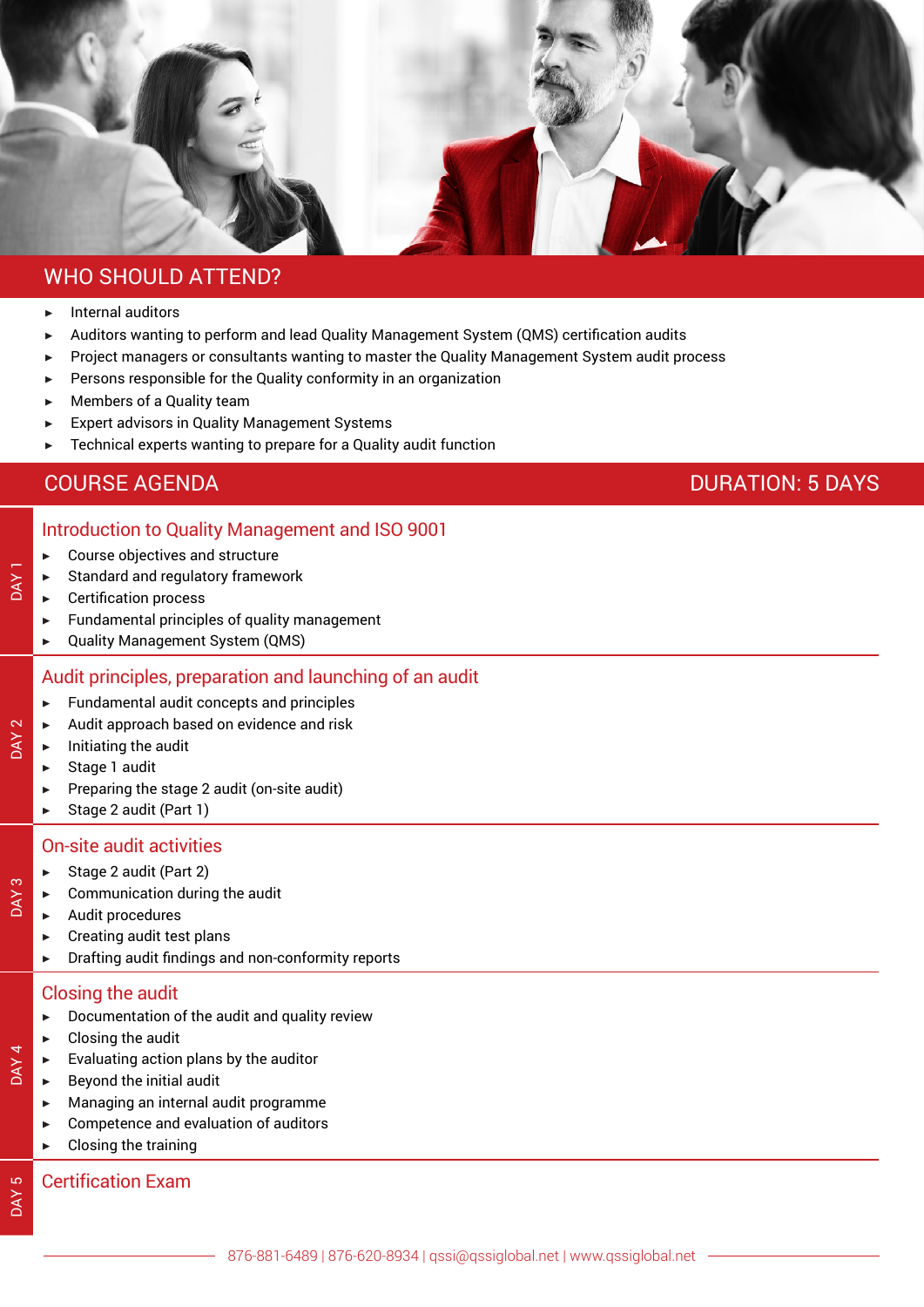## WHO SHOULD ATTEND?

- Internal auditors
- Auditors wanting to perform and lead Quality Management System (QMS) certification audits
- Project managers or consultants wanting to master the Quality Management System audit process
- Persons responsible for the Quality conformity in an organization
- Members of a Quality team
- Expert advisors in Quality Management Systems
- Technical experts wanting to prepare for a Quality audit function

## COURSE AGENDA

**DURATION: 5 DAYS**

### DAY 1 — Introduction to Quality Management and ISO 9001

- Course objectives and structure
- Standard and regulatory framework
- Certification process
- Fundamental principles of quality management
- Quality Management System (QMS)

### DAY 2 — Audit principles, preparation and launching of an audit

- Fundamental audit concepts and principles
- Audit approach based on evidence and risk
- Initiating the audit
- Stage 1 audit
- Preparing the stage 2 audit (on-site audit)
- Stage 2 audit (Part 1)

### DAY 3 — On-site audit activities

- Stage 2 audit (Part 2)
- Communication during the audit
- Audit procedures
- Creating audit test plans
- Drafting audit findings and non-conformity reports

### DAY 4 — Closing the audit

- Documentation of the audit and quality review
- Closing the audit
- Evaluating action plans by the auditor
- Beyond the initial audit
- Managing an internal audit programme
- Competence and evaluation of auditors
- Closing the training

### DAY 5 — Certification Exam

876-881-6489 | 876-620-8934 | qssi@qssiglobal.net | www.qssiglobal.net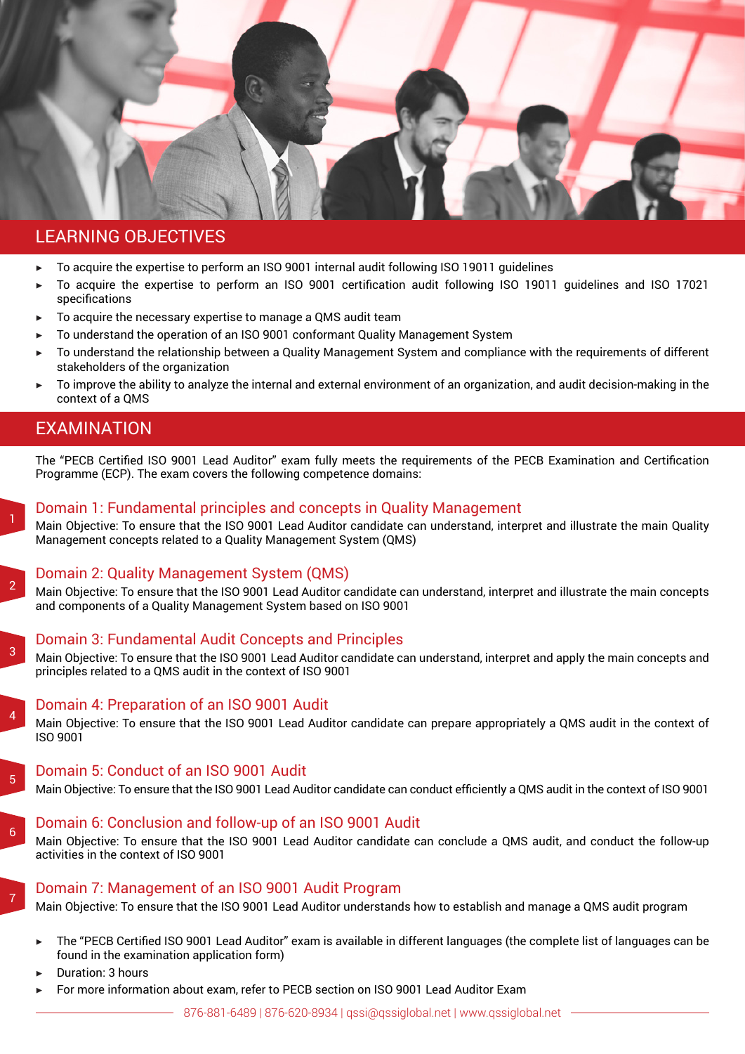## LEARNING OBJECTIVES

- To acquire the expertise to perform an ISO 9001 internal audit following ISO 19011 guidelines
- To acquire the expertise to perform an ISO 9001 certification audit following ISO 19011 guidelines and ISO 17021 specifications
- To acquire the necessary expertise to manage a QMS audit team
- To understand the operation of an ISO 9001 conformant Quality Management System
- To understand the relationship between a Quality Management System and compliance with the requirements of different stakeholders of the organization
- To improve the ability to analyze the internal and external environment of an organization, and audit decision-making in the context of a QMS

## EXAMINATION

The "PECB Certified ISO 9001 Lead Auditor" exam fully meets the requirements of the PECB Examination and Certification Programme (ECP). The exam covers the following competence domains:

### 1 Domain 1: Fundamental principles and concepts in Quality Management

Main Objective: To ensure that the ISO 9001 Lead Auditor candidate can understand, interpret and illustrate the main Quality Management concepts related to a Quality Management System (QMS)

### 2 Domain 2: Quality Management System (QMS)

Main Objective: To ensure that the ISO 9001 Lead Auditor candidate can understand, interpret and illustrate the main concepts and components of a Quality Management System based on ISO 9001

### 3 Domain 3: Fundamental Audit Concepts and Principles

Main Objective: To ensure that the ISO 9001 Lead Auditor candidate can understand, interpret and apply the main concepts and principles related to a QMS audit in the context of ISO 9001

### 4 Domain 4: Preparation of an ISO 9001 Audit

Main Objective: To ensure that the ISO 9001 Lead Auditor candidate can prepare appropriately a QMS audit in the context of ISO 9001

### 5 Domain 5: Conduct of an ISO 9001 Audit

Main Objective: To ensure that the ISO 9001 Lead Auditor candidate can conduct efficiently a QMS audit in the context of ISO 9001

### 6 Domain 6: Conclusion and follow-up of an ISO 9001 Audit

Main Objective: To ensure that the ISO 9001 Lead Auditor candidate can conclude a QMS audit, and conduct the follow-up activities in the context of ISO 9001

### 7 Domain 7: Management of an ISO 9001 Audit Program

Main Objective: To ensure that the ISO 9001 Lead Auditor understands how to establish and manage a QMS audit program

- The "PECB Certified ISO 9001 Lead Auditor" exam is available in different languages (the complete list of languages can be found in the examination application form)
- Duration: 3 hours
- For more information about exam, refer to PECB section on ISO 9001 Lead Auditor Exam

876-881-6489 | 876-620-8934 | qssi@qssiglobal.net | www.qssiglobal.net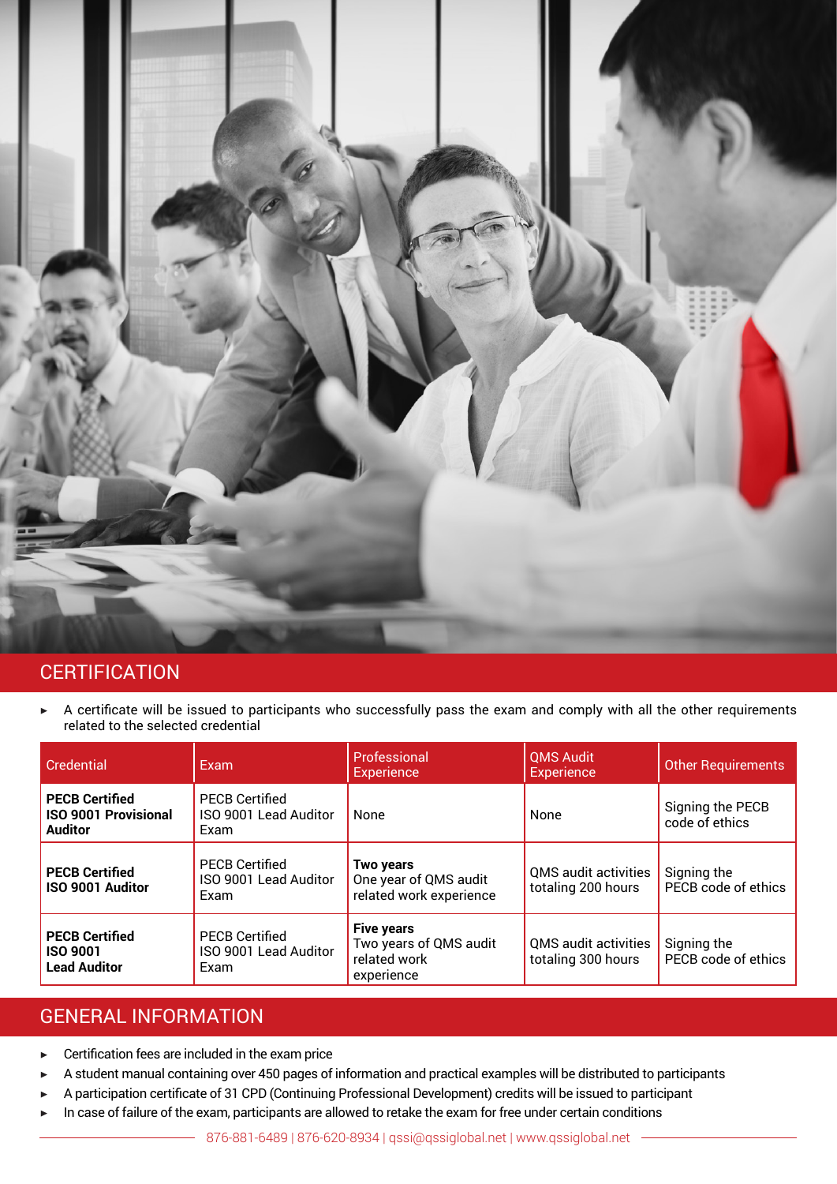## CERTIFICATION

- A certificate will be issued to participants who successfully pass the exam and comply with all the other requirements related to the selected credential

| Credential | Exam | Professional Experience | QMS Audit Experience | Other Requirements |
|---|---|---|---|---|
| **PECB Certified ISO 9001 Provisional Auditor** | PECB Certified ISO 9001 Lead Auditor Exam | None | None | Signing the PECB code of ethics |
| **PECB Certified ISO 9001 Auditor** | PECB Certified ISO 9001 Lead Auditor Exam | **Two years** One year of QMS audit related work experience | QMS audit activities totaling 200 hours | Signing the PECB code of ethics |
| **PECB Certified ISO 9001 Lead Auditor** | PECB Certified ISO 9001 Lead Auditor Exam | **Five years** Two years of QMS audit related work experience | QMS audit activities totaling 300 hours | Signing the PECB code of ethics |

## GENERAL INFORMATION

- Certification fees are included in the exam price
- A student manual containing over 450 pages of information and practical examples will be distributed to participants
- A participation certificate of 31 CPD (Continuing Professional Development) credits will be issued to participant
- In case of failure of the exam, participants are allowed to retake the exam for free under certain conditions

876-881-6489 | 876-620-8934 | qssi@qssiglobal.net | www.qssiglobal.net